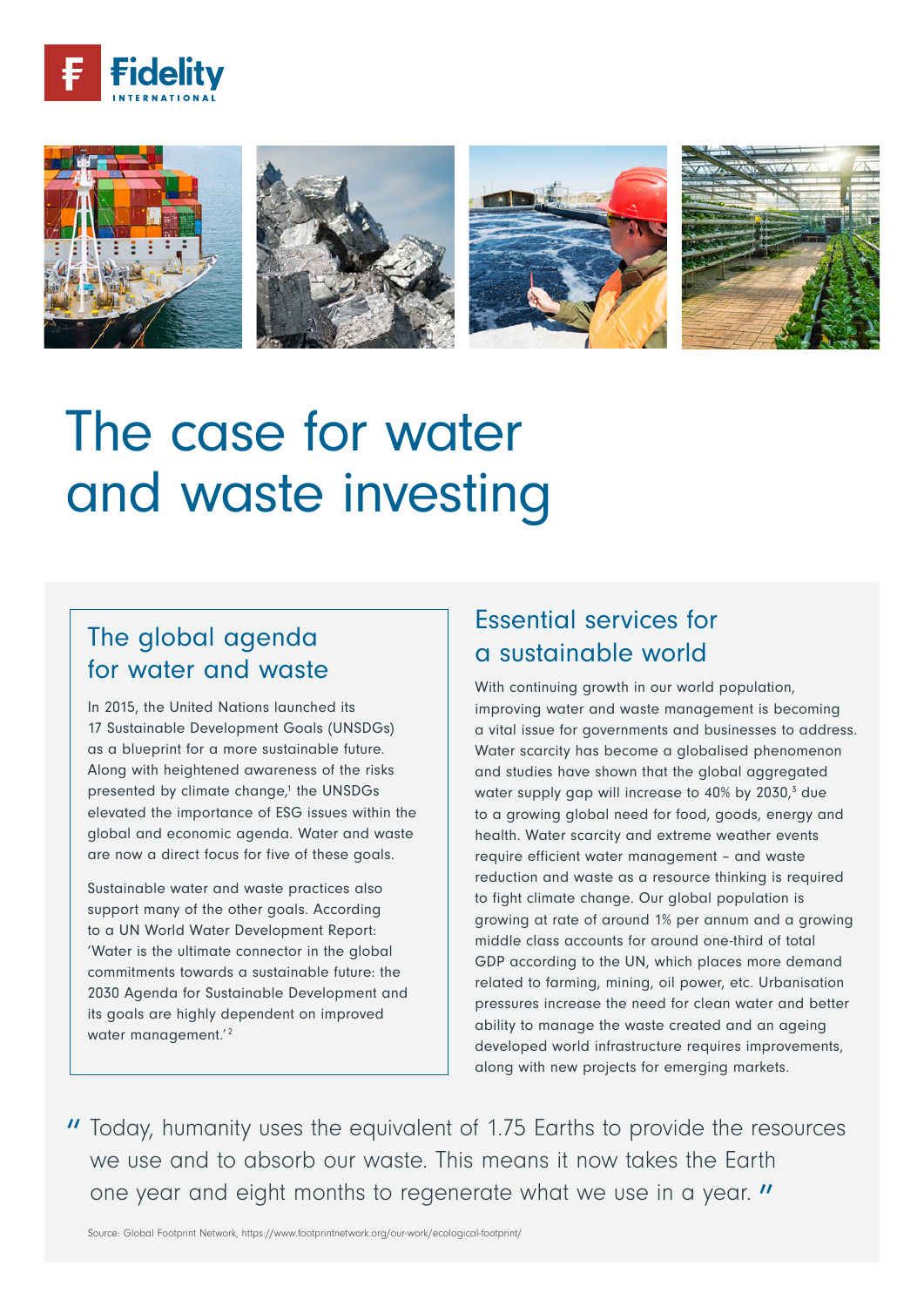Fidelity INTERNATIONAL

# The case for water and waste investing

## The global agenda for water and waste

In 2015, the United Nations launched its 17 Sustainable Development Goals (UNSDGs) as a blueprint for a more sustainable future. Along with heightened awareness of the risks presented by climate change,[1] the UNSDGs elevated the importance of ESG issues within the global and economic agenda. Water and waste are now a direct focus for five of these goals.

Sustainable water and waste practices also support many of the other goals. According to a UN World Water Development Report: 'Water is the ultimate connector in the global commitments towards a sustainable future: the 2030 Agenda for Sustainable Development and its goals are highly dependent on improved water management.'[2]

## Essential services for a sustainable world

With continuing growth in our world population, improving water and waste management is becoming a vital issue for governments and businesses to address. Water scarcity has become a globalised phenomenon and studies have shown that the global aggregated water supply gap will increase to 40% by 2030,[3] due to a growing global need for food, goods, energy and health. Water scarcity and extreme weather events require efficient water management – and waste reduction and waste as a resource thinking is required to fight climate change. Our global population is growing at rate of around 1% per annum and a growing middle class accounts for around one-third of total GDP according to the UN, which places more demand related to farming, mining, oil power, etc. Urbanisation pressures increase the need for clean water and better ability to manage the waste created and an ageing developed world infrastructure requires improvements, along with new projects for emerging markets.

> " Today, humanity uses the equivalent of 1.75 Earths to provide the resources we use and to absorb our waste. This means it now takes the Earth one year and eight months to regenerate what we use in a year. "

Source: Global Footprint Network, https://www.footprintnetwork.org/our-work/ecological-footprint/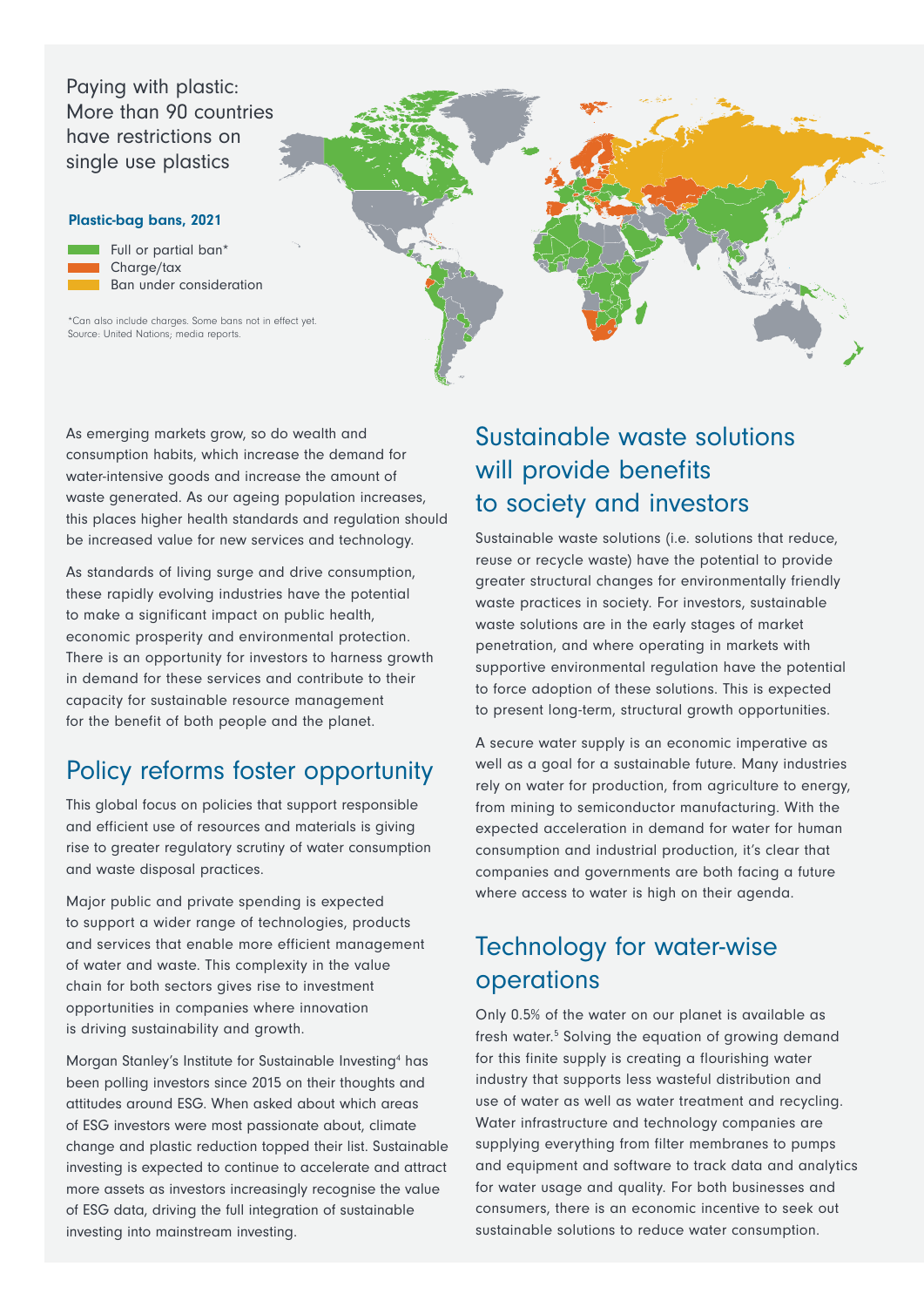Paying with plastic: More than 90 countries have restrictions on single use plastics

**Plastic-bag bans, 2021**

- Full or partial ban*
- Charge/tax
- Ban under consideration

*Can also include charges. Some bans not in effect yet.
Source: United Nations; media reports.

As emerging markets grow, so do wealth and consumption habits, which increase the demand for water-intensive goods and increase the amount of waste generated. As our ageing population increases, this places higher health standards and regulation should be increased value for new services and technology.

As standards of living surge and drive consumption, these rapidly evolving industries have the potential to make a significant impact on public health, economic prosperity and environmental protection. There is an opportunity for investors to harness growth in demand for these services and contribute to their capacity for sustainable resource management for the benefit of both people and the planet.

## Policy reforms foster opportunity

This global focus on policies that support responsible and efficient use of resources and materials is giving rise to greater regulatory scrutiny of water consumption and waste disposal practices.

Major public and private spending is expected to support a wider range of technologies, products and services that enable more efficient management of water and waste. This complexity in the value chain for both sectors gives rise to investment opportunities in companies where innovation is driving sustainability and growth.

Morgan Stanley's Institute for Sustainable Investing[4] has been polling investors since 2015 on their thoughts and attitudes around ESG. When asked about which areas of ESG investors were most passionate about, climate change and plastic reduction topped their list. Sustainable investing is expected to continue to accelerate and attract more assets as investors increasingly recognise the value of ESG data, driving the full integration of sustainable investing into mainstream investing.

## Sustainable waste solutions will provide benefits to society and investors

Sustainable waste solutions (i.e. solutions that reduce, reuse or recycle waste) have the potential to provide greater structural changes for environmentally friendly waste practices in society. For investors, sustainable waste solutions are in the early stages of market penetration, and where operating in markets with supportive environmental regulation have the potential to force adoption of these solutions. This is expected to present long-term, structural growth opportunities.

A secure water supply is an economic imperative as well as a goal for a sustainable future. Many industries rely on water for production, from agriculture to energy, from mining to semiconductor manufacturing. With the expected acceleration in demand for water for human consumption and industrial production, it's clear that companies and governments are both facing a future where access to water is high on their agenda.

## Technology for water-wise operations

Only 0.5% of the water on our planet is available as fresh water.[5] Solving the equation of growing demand for this finite supply is creating a flourishing water industry that supports less wasteful distribution and use of water as well as water treatment and recycling. Water infrastructure and technology companies are supplying everything from filter membranes to pumps and equipment and software to track data and analytics for water usage and quality. For both businesses and consumers, there is an economic incentive to seek out sustainable solutions to reduce water consumption.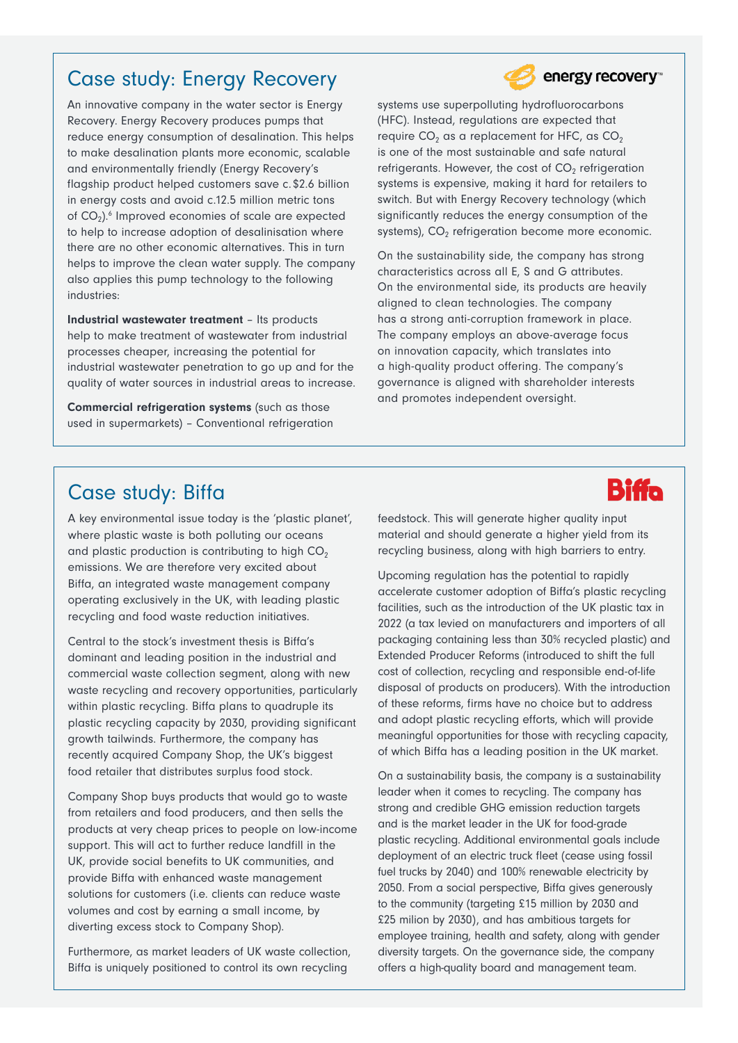## Case study: Energy Recovery

An innovative company in the water sector is Energy Recovery. Energy Recovery produces pumps that reduce energy consumption of desalination. This helps to make desalination plants more economic, scalable and environmentally friendly (Energy Recovery's flagship product helped customers save c.$2.6 billion in energy costs and avoid c.12.5 million metric tons of $CO_2$).[6] Improved economies of scale are expected to help to increase adoption of desalinisation where there are no other economic alternatives. This in turn helps to improve the clean water supply. The company also applies this pump technology to the following industries:

**Industrial wastewater treatment** – Its products help to make treatment of wastewater from industrial processes cheaper, increasing the potential for industrial wastewater penetration to go up and for the quality of water sources in industrial areas to increase.

**Commercial refrigeration systems** (such as those used in supermarkets) – Conventional refrigeration systems use superpolluting hydrofluorocarbons (HFC). Instead, regulations are expected that require $CO_2$ as a replacement for HFC, as $CO_2$ is one of the most sustainable and safe natural refrigerants. However, the cost of $CO_2$ refrigeration systems is expensive, making it hard for retailers to switch. But with Energy Recovery technology (which significantly reduces the energy consumption of the systems), $CO_2$ refrigeration become more economic.

On the sustainability side, the company has strong characteristics across all E, S and G attributes. On the environmental side, its products are heavily aligned to clean technologies. The company has a strong anti-corruption framework in place. The company employs an above-average focus on innovation capacity, which translates into a high-quality product offering. The company's governance is aligned with shareholder interests and promotes independent oversight.

## Case study: Biffa

A key environmental issue today is the 'plastic planet', where plastic waste is both polluting our oceans and plastic production is contributing to high $CO_2$ emissions. We are therefore very excited about Biffa, an integrated waste management company operating exclusively in the UK, with leading plastic recycling and food waste reduction initiatives.

Central to the stock's investment thesis is Biffa's dominant and leading position in the industrial and commercial waste collection segment, along with new waste recycling and recovery opportunities, particularly within plastic recycling. Biffa plans to quadruple its plastic recycling capacity by 2030, providing significant growth tailwinds. Furthermore, the company has recently acquired Company Shop, the UK's biggest food retailer that distributes surplus food stock.

Company Shop buys products that would go to waste from retailers and food producers, and then sells the products at very cheap prices to people on low-income support. This will act to further reduce landfill in the UK, provide social benefits to UK communities, and provide Biffa with enhanced waste management solutions for customers (i.e. clients can reduce waste volumes and cost by earning a small income, by diverting excess stock to Company Shop).

Furthermore, as market leaders of UK waste collection, Biffa is uniquely positioned to control its own recycling feedstock. This will generate higher quality input material and should generate a higher yield from its recycling business, along with high barriers to entry.

Upcoming regulation has the potential to rapidly accelerate customer adoption of Biffa's plastic recycling facilities, such as the introduction of the UK plastic tax in 2022 (a tax levied on manufacturers and importers of all packaging containing less than 30% recycled plastic) and Extended Producer Reforms (introduced to shift the full cost of collection, recycling and responsible end-of-life disposal of products on producers). With the introduction of these reforms, firms have no choice but to address and adopt plastic recycling efforts, which will provide meaningful opportunities for those with recycling capacity, of which Biffa has a leading position in the UK market.

On a sustainability basis, the company is a sustainability leader when it comes to recycling. The company has strong and credible GHG emission reduction targets and is the market leader in the UK for food-grade plastic recycling. Additional environmental goals include deployment of an electric truck fleet (cease using fossil fuel trucks by 2040) and 100% renewable electricity by 2050. From a social perspective, Biffa gives generously to the community (targeting £15 million by 2030 and £25 milion by 2030), and has ambitious targets for employee training, health and safety, along with gender diversity targets. On the governance side, the company offers a high-quality board and management team.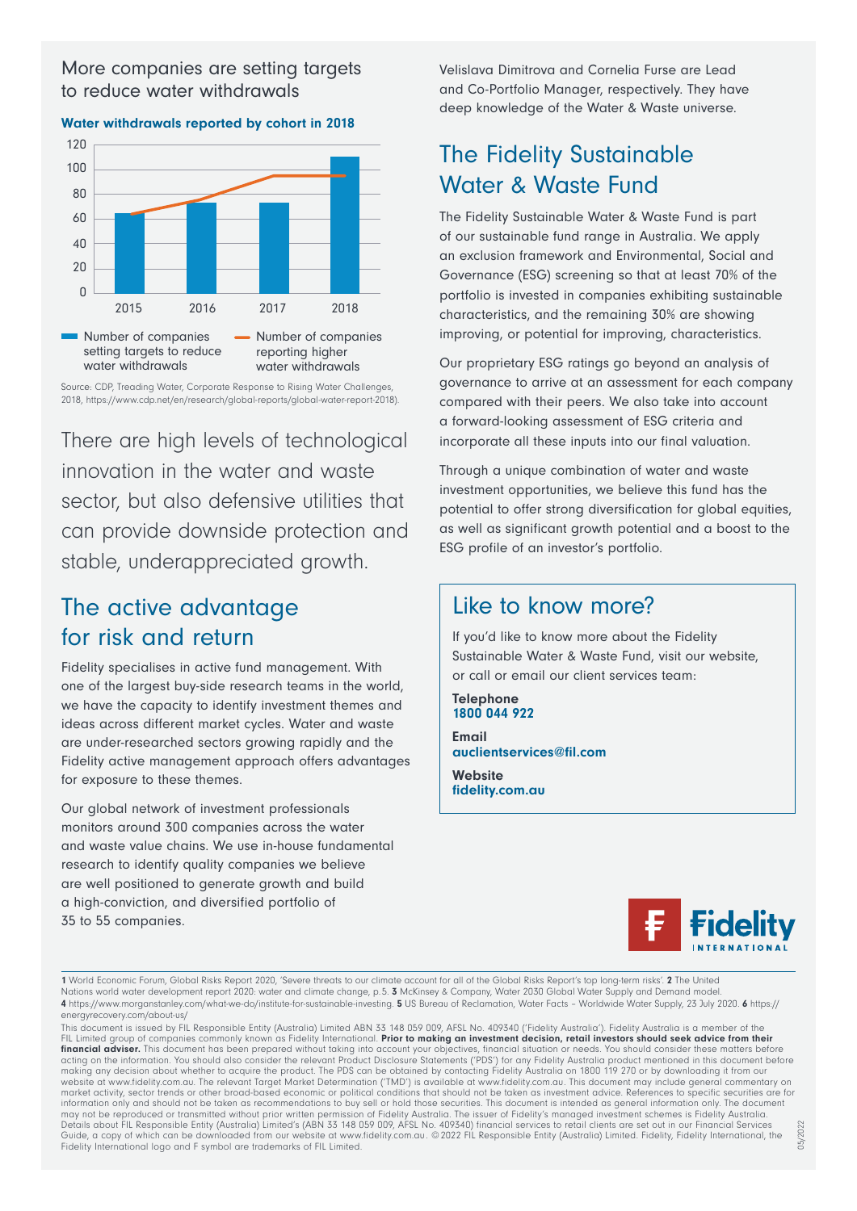## More companies are setting targets to reduce water withdrawals

**Water withdrawals reported by cohort in 2018**

120
100
80
60
40
20
0

2015 2016 2017 2018

Number of companies setting targets to reduce water withdrawals

Number of companies reporting higher water withdrawals

Source: CDP, Treading Water, Corporate Response to Rising Water Challenges, 2018, https://www.cdp.net/en/research/global-reports/global-water-report-2018).

There are high levels of technological innovation in the water and waste sector, but also defensive utilities that can provide downside protection and stable, underappreciated growth.

## The active advantage for risk and return

Fidelity specialises in active fund management. With one of the largest buy-side research teams in the world, we have the capacity to identify investment themes and ideas across different market cycles. Water and waste are under-researched sectors growing rapidly and the Fidelity active management approach offers advantages for exposure to these themes.

Our global network of investment professionals monitors around 300 companies across the water and waste value chains. We use in-house fundamental research to identify quality companies we believe are well positioned to generate growth and build a high-conviction, and diversified portfolio of 35 to 55 companies.

Velislava Dimitrova and Cornelia Furse are Lead and Co-Portfolio Manager, respectively. They have deep knowledge of the Water & Waste universe.

## The Fidelity Sustainable Water & Waste Fund

The Fidelity Sustainable Water & Waste Fund is part of our sustainable fund range in Australia. We apply an exclusion framework and Environmental, Social and Governance (ESG) screening so that at least 70% of the portfolio is invested in companies exhibiting sustainable characteristics, and the remaining 30% are showing improving, or potential for improving, characteristics.

Our proprietary ESG ratings go beyond an analysis of governance to arrive at an assessment for each company compared with their peers. We also take into account a forward-looking assessment of ESG criteria and incorporate all these inputs into our final valuation.

Through a unique combination of water and waste investment opportunities, we believe this fund has the potential to offer strong diversification for global equities, as well as significant growth potential and a boost to the ESG profile of an investor's portfolio.

## Like to know more?

If you'd like to know more about the Fidelity Sustainable Water & Waste Fund, visit our website, or call or email our client services team:

**Telephone**
**1800 044 922**

**Email**
**auclientservices@fil.com**

**Website**
**fidelity.com.au**

Fidelity INTERNATIONAL

**1** World Economic Forum, Global Risks Report 2020, 'Severe threats to our climate account for all of the Global Risks Report's top long-term risks'. **2** The United Nations world water development report 2020: water and climate change, p.5. **3** McKinsey & Company, Water 2030 Global Water Supply and Demand model. **4** https://www.morganstanley.com/what-we-do/institute-for-sustainable-investing. **5** US Bureau of Reclamation, Water Facts – Worldwide Water Supply, 23 July 2020. **6** https://energyrecovery.com/about-us/

This document is issued by FIL Responsible Entity (Australia) Limited ABN 33 148 059 009, AFSL No. 409340 ('Fidelity Australia'). Fidelity Australia is a member of the FIL Limited group of companies commonly known as Fidelity International. **Prior to making an investment decision, retail investors should seek advice from their financial adviser.** This document has been prepared without taking into account your objectives, financial situation or needs. You should consider these matters before acting on the information. You should also consider the relevant Product Disclosure Statements ('PDS') for any Fidelity Australia product mentioned in this document before making any decision about whether to acquire the product. The PDS can be obtained by contacting Fidelity Australia on 1800 119 270 or by downloading it from our website at www.fidelity.com.au. The relevant Target Market Determination ('TMD') is available at www.fidelity.com.au. This document may include general commentary on market activity, sector trends or other broad-based economic or political conditions that should not be taken as investment advice. References to specific securities are for information only and should not be taken as recommendations to buy sell or hold those securities. This document is intended as general information only. The document may not be reproduced or transmitted without prior written permission of Fidelity Australia. The issuer of Fidelity's managed investment schemes is Fidelity Australia. Details about FIL Responsible Entity (Australia) Limited's (ABN 33 148 059 009, AFSL No. 409340) financial services to retail clients are set out in our Financial Services Guide, a copy of which can be downloaded from our website at www.fidelity.com.au. © 2022 FIL Responsible Entity (Australia) Limited. Fidelity, Fidelity International, the Fidelity International logo and F symbol are trademarks of FIL Limited.

05/2022